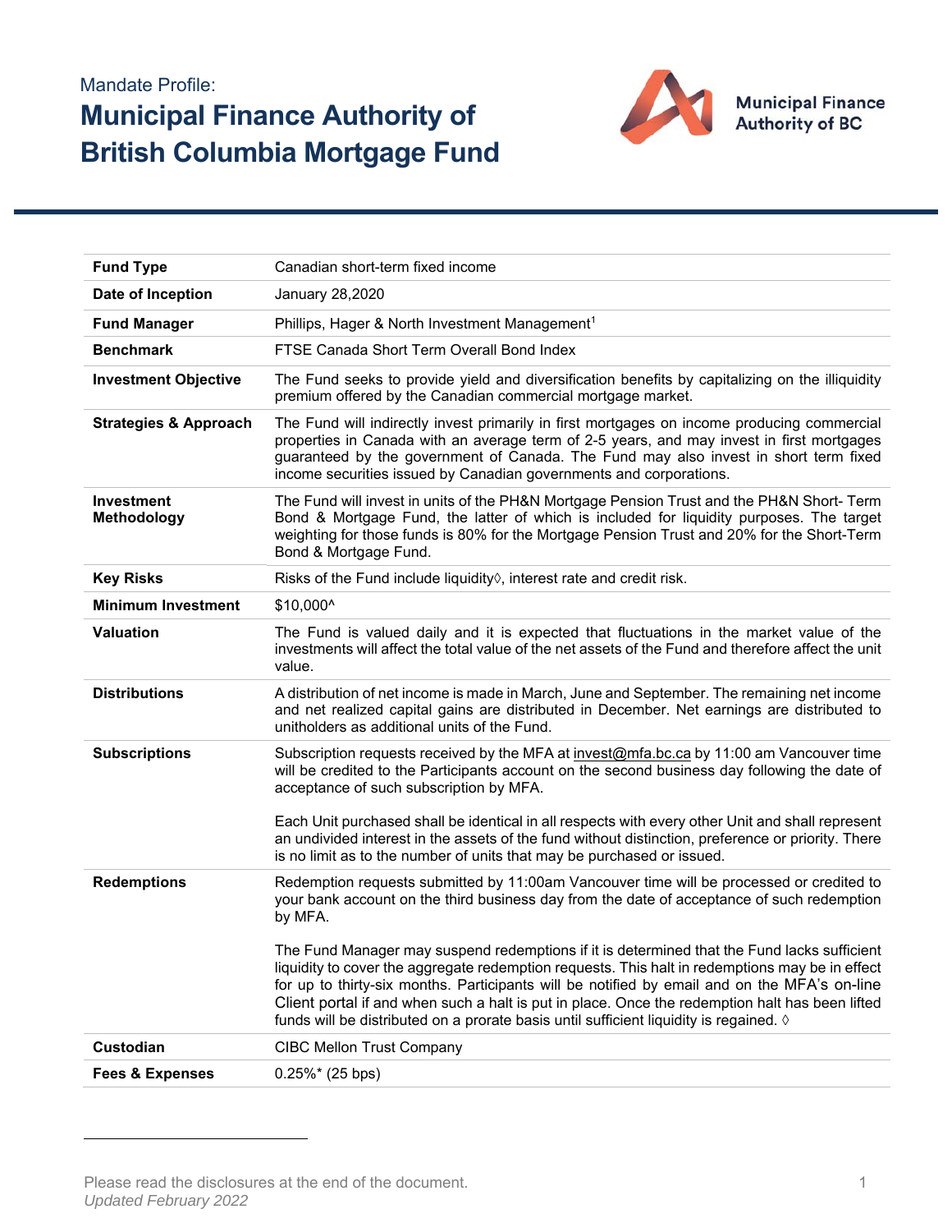Mandate Profile:

# Municipal Finance Authority of British Columbia Mortgage Fund

Municipal Finance Authority of BC

| | |
|---|---|
| **Fund Type** | Canadian short-term fixed income |
| **Date of Inception** | January 28,2020 |
| **Fund Manager** | Phillips, Hager & North Investment Management[1] |
| **Benchmark** | FTSE Canada Short Term Overall Bond Index |
| **Investment Objective** | The Fund seeks to provide yield and diversification benefits by capitalizing on the illiquidity premium offered by the Canadian commercial mortgage market. |
| **Strategies & Approach** | The Fund will indirectly invest primarily in first mortgages on income producing commercial properties in Canada with an average term of 2-5 years, and may invest in first mortgages guaranteed by the government of Canada. The Fund may also invest in short term fixed income securities issued by Canadian governments and corporations. |
| **Investment Methodology** | The Fund will invest in units of the PH&N Mortgage Pension Trust and the PH&N Short- Term Bond & Mortgage Fund, the latter of which is included for liquidity purposes. The target weighting for those funds is 80% for the Mortgage Pension Trust and 20% for the Short-Term Bond & Mortgage Fund. |
| **Key Risks** | Risks of the Fund include liquidity◊, interest rate and credit risk. |
| **Minimum Investment** | $10,000^ |
| **Valuation** | The Fund is valued daily and it is expected that fluctuations in the market value of the investments will affect the total value of the net assets of the Fund and therefore affect the unit value. |
| **Distributions** | A distribution of net income is made in March, June and September. The remaining net income and net realized capital gains are distributed in December. Net earnings are distributed to unitholders as additional units of the Fund. |
| **Subscriptions** | Subscription requests received by the MFA at invest@mfa.bc.ca by 11:00 am Vancouver time will be credited to the Participants account on the second business day following the date of acceptance of such subscription by MFA.<br><br>Each Unit purchased shall be identical in all respects with every other Unit and shall represent an undivided interest in the assets of the fund without distinction, preference or priority. There is no limit as to the number of units that may be purchased or issued. |
| **Redemptions** | Redemption requests submitted by 11:00am Vancouver time will be processed or credited to your bank account on the third business day from the date of acceptance of such redemption by MFA.<br><br>The Fund Manager may suspend redemptions if it is determined that the Fund lacks sufficient liquidity to cover the aggregate redemption requests. This halt in redemptions may be in effect for up to thirty-six months. Participants will be notified by email and on the MFA's on-line Client portal if and when such a halt is put in place. Once the redemption halt has been lifted funds will be distributed on a prorate basis until sufficient liquidity is regained. ◊ |
| **Custodian** | CIBC Mellon Trust Company |
| **Fees & Expenses** | 0.25%* (25 bps) |

Please read the disclosures at the end of the document.

*Updated February 2022*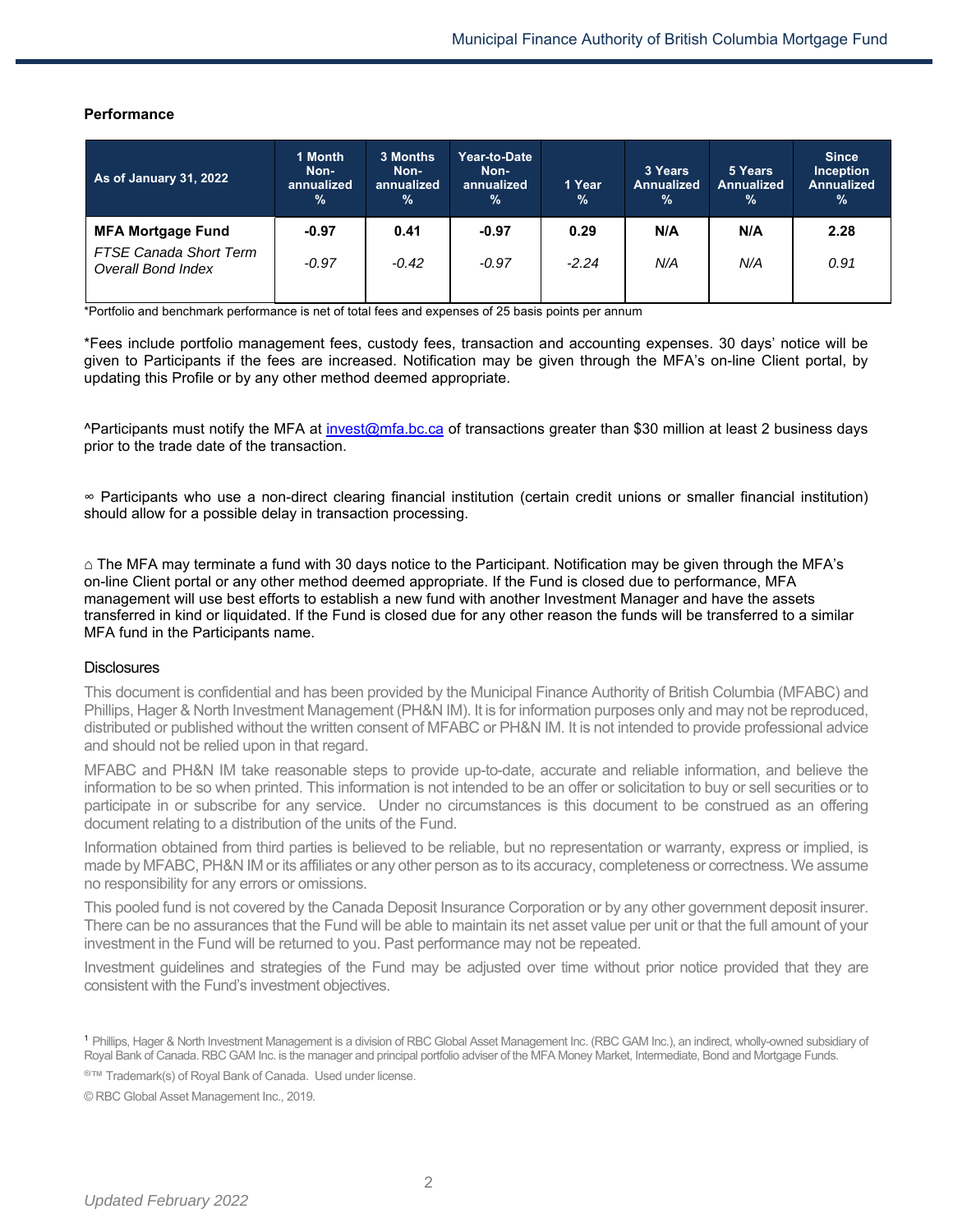**Performance**

| As of January 31, 2022 | 1 Month Non-annualized % | 3 Months Non-annualized % | Year-to-Date Non-annualized % | 1 Year % | 3 Years Annualized % | 5 Years Annualized % | Since Inception Annualized % |
|---|---|---|---|---|---|---|---|
| **MFA Mortgage Fund** | **-0.97** | **0.41** | **-0.97** | **0.29** | **N/A** | **N/A** | **2.28** |
| *FTSE Canada Short Term Overall Bond Index* | *-0.97* | *-0.42* | *-0.97* | *-2.24* | *N/A* | *N/A* | *0.91* |

*Portfolio and benchmark performance is net of total fees and expenses of 25 basis points per annum

*Fees include portfolio management fees, custody fees, transaction and accounting expenses. 30 days' notice will be given to Participants if the fees are increased. Notification may be given through the MFA's on-line Client portal, by updating this Profile or by any other method deemed appropriate.

^Participants must notify the MFA at invest@mfa.bc.ca of transactions greater than $30 million at least 2 business days prior to the trade date of the transaction.

∞ Participants who use a non-direct clearing financial institution (certain credit unions or smaller financial institution) should allow for a possible delay in transaction processing.

⌂ The MFA may terminate a fund with 30 days notice to the Participant. Notification may be given through the MFA's on-line Client portal or any other method deemed appropriate. If the Fund is closed due to performance, MFA management will use best efforts to establish a new fund with another Investment Manager and have the assets transferred in kind or liquidated. If the Fund is closed due for any other reason the funds will be transferred to a similar MFA fund in the Participants name.

## Disclosures

This document is confidential and has been provided by the Municipal Finance Authority of British Columbia (MFABC) and Phillips, Hager & North Investment Management (PH&N IM). It is for information purposes only and may not be reproduced, distributed or published without the written consent of MFABC or PH&N IM. It is not intended to provide professional advice and should not be relied upon in that regard.

MFABC and PH&N IM take reasonable steps to provide up-to-date, accurate and reliable information, and believe the information to be so when printed. This information is not intended to be an offer or solicitation to buy or sell securities or to participate in or subscribe for any service. Under no circumstances is this document to be construed as an offering document relating to a distribution of the units of the Fund.

Information obtained from third parties is believed to be reliable, but no representation or warranty, express or implied, is made by MFABC, PH&N IM or its affiliates or any other person as to its accuracy, completeness or correctness. We assume no responsibility for any errors or omissions.

This pooled fund is not covered by the Canada Deposit Insurance Corporation or by any other government deposit insurer. There can be no assurances that the Fund will be able to maintain its net asset value per unit or that the full amount of your investment in the Fund will be returned to you. Past performance may not be repeated.

Investment guidelines and strategies of the Fund may be adjusted over time without prior notice provided that they are consistent with the Fund's investment objectives.

[1] Phillips, Hager & North Investment Management is a division of RBC Global Asset Management Inc. (RBC GAM Inc.), an indirect, wholly-owned subsidiary of Royal Bank of Canada. RBC GAM Inc. is the manager and principal portfolio adviser of the MFA Money Market, Intermediate, Bond and Mortgage Funds.

®/™ Trademark(s) of Royal Bank of Canada. Used under license.

© RBC Global Asset Management Inc., 2019.

*Updated February 2022*